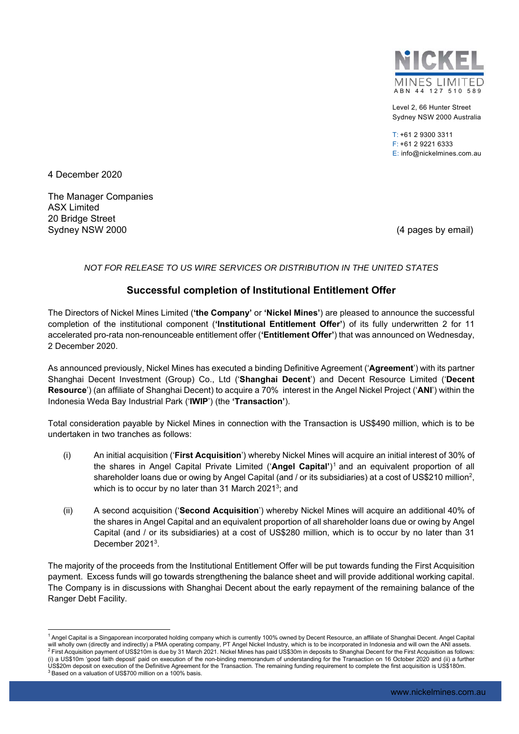NICKEL MINES LIMITED
ABN 44 127 510 589

Level 2, 66 Hunter Street
Sydney NSW 2000 Australia

T: +61 2 9300 3311
F: +61 2 9221 6333
E: info@nickelmines.com.au

4 December 2020

The Manager Companies
ASX Limited
20 Bridge Street
Sydney NSW 2000

(4 pages by email)

*NOT FOR RELEASE TO US WIRE SERVICES OR DISTRIBUTION IN THE UNITED STATES*

## Successful completion of Institutional Entitlement Offer

The Directors of Nickel Mines Limited (**'the Company'** or **'Nickel Mines'**) are pleased to announce the successful completion of the institutional component (**'Institutional Entitlement Offer'**) of its fully underwritten 2 for 11 accelerated pro-rata non-renounceable entitlement offer (**'Entitlement Offer'**) that was announced on Wednesday, 2 December 2020.

As announced previously, Nickel Mines has executed a binding Definitive Agreement ('**Agreement**') with its partner Shanghai Decent Investment (Group) Co., Ltd ('**Shanghai Decent**') and Decent Resource Limited ('**Decent Resource**') (an affiliate of Shanghai Decent) to acquire a 70% interest in the Angel Nickel Project ('**ANI**') within the Indonesia Weda Bay Industrial Park ('**IWIP**') (the **'Transaction'**).

Total consideration payable by Nickel Mines in connection with the Transaction is US$490 million, which is to be undertaken in two tranches as follows:

(i) An initial acquisition ('**First Acquisition**') whereby Nickel Mines will acquire an initial interest of 30% of the shares in Angel Capital Private Limited ('**Angel Capital'**)[1] and an equivalent proportion of all shareholder loans due or owing by Angel Capital (and / or its subsidiaries) at a cost of US$210 million[2], which is to occur by no later than 31 March 2021[3]; and

(ii) A second acquisition ('**Second Acquisition**') whereby Nickel Mines will acquire an additional 40% of the shares in Angel Capital and an equivalent proportion of all shareholder loans due or owing by Angel Capital (and / or its subsidiaries) at a cost of US$280 million, which is to occur by no later than 31 December 2021[3].

The majority of the proceeds from the Institutional Entitlement Offer will be put towards funding the First Acquisition payment. Excess funds will go towards strengthening the balance sheet and will provide additional working capital. The Company is in discussions with Shanghai Decent about the early repayment of the remaining balance of the Ranger Debt Facility.

[1] Angel Capital is a Singaporean incorporated holding company which is currently 100% owned by Decent Resource, an affiliate of Shanghai Decent. Angel Capital will wholly own (directly and indirectly) a PMA operating company, PT Angel Nickel Industry, which is to be incorporated in Indonesia and will own the ANI assets.

[2] First Acquisition payment of US$210m is due by 31 March 2021. Nickel Mines has paid US$30m in deposits to Shanghai Decent for the First Acquisition as follows: (i) a US$10m 'good faith deposit' paid on execution of the non-binding memorandum of understanding for the Transaction on 16 October 2020 and (ii) a further US$20m deposit on execution of the Definitive Agreement for the Transaction. The remaining funding requirement to complete the first acquisition is US$180m.

[3] Based on a valuation of US$700 million on a 100% basis.

www.nickelmines.com.au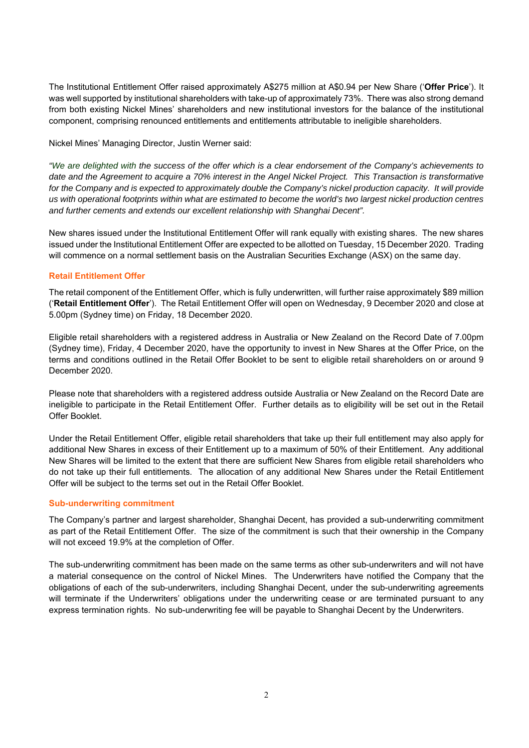The Institutional Entitlement Offer raised approximately A$275 million at A$0.94 per New Share ('**Offer Price**'). It was well supported by institutional shareholders with take-up of approximately 73%. There was also strong demand from both existing Nickel Mines' shareholders and new institutional investors for the balance of the institutional component, comprising renounced entitlements and entitlements attributable to ineligible shareholders.

Nickel Mines' Managing Director, Justin Werner said:

*"We are delighted with the success of the offer which is a clear endorsement of the Company's achievements to date and the Agreement to acquire a 70% interest in the Angel Nickel Project. This Transaction is transformative for the Company and is expected to approximately double the Company's nickel production capacity. It will provide us with operational footprints within what are estimated to become the world's two largest nickel production centres and further cements and extends our excellent relationship with Shanghai Decent".*

New shares issued under the Institutional Entitlement Offer will rank equally with existing shares. The new shares issued under the Institutional Entitlement Offer are expected to be allotted on Tuesday, 15 December 2020. Trading will commence on a normal settlement basis on the Australian Securities Exchange (ASX) on the same day.

## Retail Entitlement Offer

The retail component of the Entitlement Offer, which is fully underwritten, will further raise approximately $89 million ('**Retail Entitlement Offer**'). The Retail Entitlement Offer will open on Wednesday, 9 December 2020 and close at 5.00pm (Sydney time) on Friday, 18 December 2020.

Eligible retail shareholders with a registered address in Australia or New Zealand on the Record Date of 7.00pm (Sydney time), Friday, 4 December 2020, have the opportunity to invest in New Shares at the Offer Price, on the terms and conditions outlined in the Retail Offer Booklet to be sent to eligible retail shareholders on or around 9 December 2020.

Please note that shareholders with a registered address outside Australia or New Zealand on the Record Date are ineligible to participate in the Retail Entitlement Offer. Further details as to eligibility will be set out in the Retail Offer Booklet.

Under the Retail Entitlement Offer, eligible retail shareholders that take up their full entitlement may also apply for additional New Shares in excess of their Entitlement up to a maximum of 50% of their Entitlement. Any additional New Shares will be limited to the extent that there are sufficient New Shares from eligible retail shareholders who do not take up their full entitlements. The allocation of any additional New Shares under the Retail Entitlement Offer will be subject to the terms set out in the Retail Offer Booklet.

## Sub-underwriting commitment

The Company's partner and largest shareholder, Shanghai Decent, has provided a sub-underwriting commitment as part of the Retail Entitlement Offer. The size of the commitment is such that their ownership in the Company will not exceed 19.9% at the completion of Offer.

The sub-underwriting commitment has been made on the same terms as other sub-underwriters and will not have a material consequence on the control of Nickel Mines. The Underwriters have notified the Company that the obligations of each of the sub-underwriters, including Shanghai Decent, under the sub-underwriting agreements will terminate if the Underwriters' obligations under the underwriting cease or are terminated pursuant to any express termination rights. No sub-underwriting fee will be payable to Shanghai Decent by the Underwriters.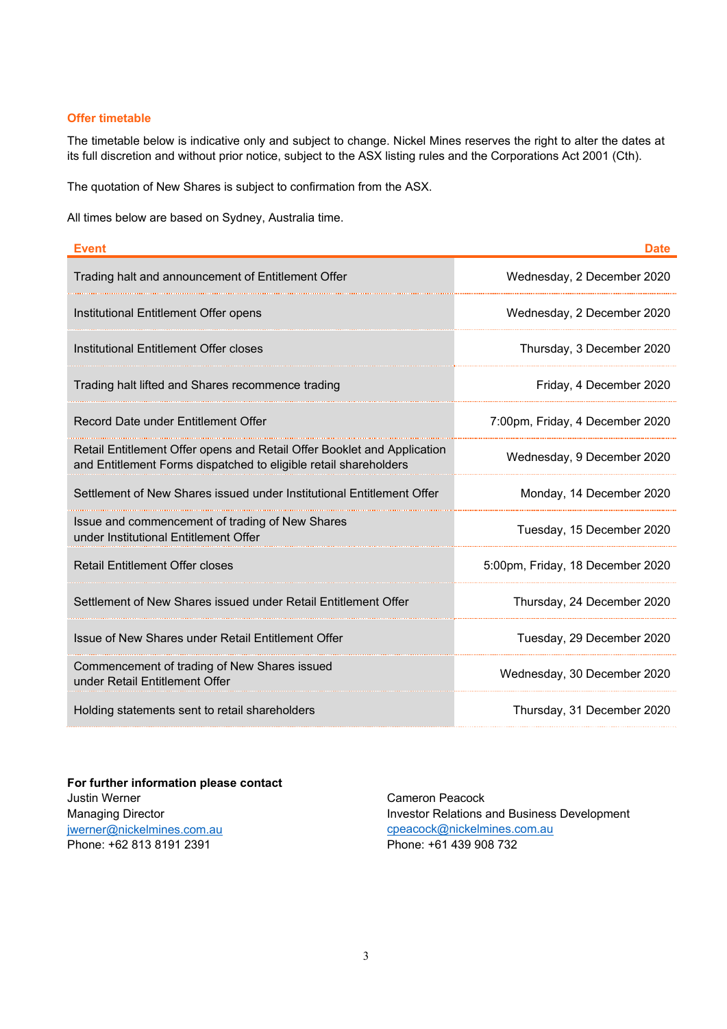## Offer timetable

The timetable below is indicative only and subject to change. Nickel Mines reserves the right to alter the dates at its full discretion and without prior notice, subject to the ASX listing rules and the Corporations Act 2001 (Cth).

The quotation of New Shares is subject to confirmation from the ASX.

All times below are based on Sydney, Australia time.

| Event | Date |
|---|---|
| Trading halt and announcement of Entitlement Offer | Wednesday, 2 December 2020 |
| Institutional Entitlement Offer opens | Wednesday, 2 December 2020 |
| Institutional Entitlement Offer closes | Thursday, 3 December 2020 |
| Trading halt lifted and Shares recommence trading | Friday, 4 December 2020 |
| Record Date under Entitlement Offer | 7:00pm, Friday, 4 December 2020 |
| Retail Entitlement Offer opens and Retail Offer Booklet and Application and Entitlement Forms dispatched to eligible retail shareholders | Wednesday, 9 December 2020 |
| Settlement of New Shares issued under Institutional Entitlement Offer | Monday, 14 December 2020 |
| Issue and commencement of trading of New Shares under Institutional Entitlement Offer | Tuesday, 15 December 2020 |
| Retail Entitlement Offer closes | 5:00pm, Friday, 18 December 2020 |
| Settlement of New Shares issued under Retail Entitlement Offer | Thursday, 24 December 2020 |
| Issue of New Shares under Retail Entitlement Offer | Tuesday, 29 December 2020 |
| Commencement of trading of New Shares issued under Retail Entitlement Offer | Wednesday, 30 December 2020 |
| Holding statements sent to retail shareholders | Thursday, 31 December 2020 |

**For further information please contact**

Justin Werner
Managing Director
jwerner@nickelmines.com.au
Phone: +62 813 8191 2391

Cameron Peacock
Investor Relations and Business Development
cpeacock@nickelmines.com.au
Phone: +61 439 908 732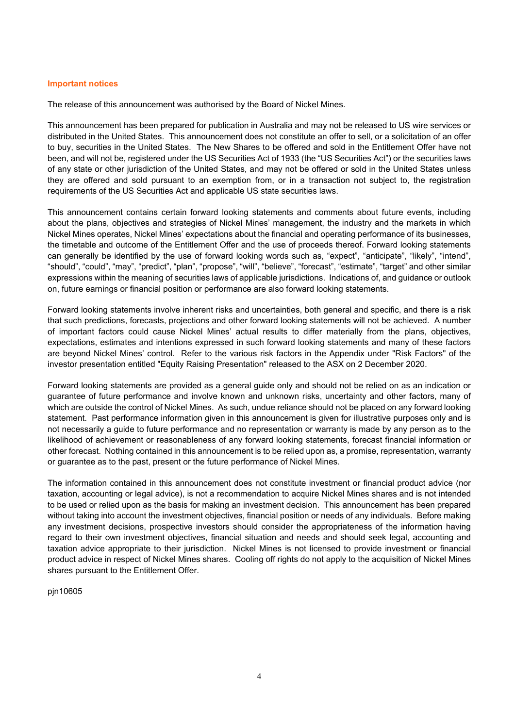## Important notices

The release of this announcement was authorised by the Board of Nickel Mines.

This announcement has been prepared for publication in Australia and may not be released to US wire services or distributed in the United States. This announcement does not constitute an offer to sell, or a solicitation of an offer to buy, securities in the United States. The New Shares to be offered and sold in the Entitlement Offer have not been, and will not be, registered under the US Securities Act of 1933 (the "US Securities Act") or the securities laws of any state or other jurisdiction of the United States, and may not be offered or sold in the United States unless they are offered and sold pursuant to an exemption from, or in a transaction not subject to, the registration requirements of the US Securities Act and applicable US state securities laws.

This announcement contains certain forward looking statements and comments about future events, including about the plans, objectives and strategies of Nickel Mines' management, the industry and the markets in which Nickel Mines operates, Nickel Mines' expectations about the financial and operating performance of its businesses, the timetable and outcome of the Entitlement Offer and the use of proceeds thereof. Forward looking statements can generally be identified by the use of forward looking words such as, "expect", "anticipate", "likely", "intend", "should", "could", "may", "predict", "plan", "propose", "will", "believe", "forecast", "estimate", "target" and other similar expressions within the meaning of securities laws of applicable jurisdictions. Indications of, and guidance or outlook on, future earnings or financial position or performance are also forward looking statements.

Forward looking statements involve inherent risks and uncertainties, both general and specific, and there is a risk that such predictions, forecasts, projections and other forward looking statements will not be achieved. A number of important factors could cause Nickel Mines' actual results to differ materially from the plans, objectives, expectations, estimates and intentions expressed in such forward looking statements and many of these factors are beyond Nickel Mines' control. Refer to the various risk factors in the Appendix under "Risk Factors" of the investor presentation entitled "Equity Raising Presentation" released to the ASX on 2 December 2020.

Forward looking statements are provided as a general guide only and should not be relied on as an indication or guarantee of future performance and involve known and unknown risks, uncertainty and other factors, many of which are outside the control of Nickel Mines. As such, undue reliance should not be placed on any forward looking statement. Past performance information given in this announcement is given for illustrative purposes only and is not necessarily a guide to future performance and no representation or warranty is made by any person as to the likelihood of achievement or reasonableness of any forward looking statements, forecast financial information or other forecast. Nothing contained in this announcement is to be relied upon as, a promise, representation, warranty or guarantee as to the past, present or the future performance of Nickel Mines.

The information contained in this announcement does not constitute investment or financial product advice (nor taxation, accounting or legal advice), is not a recommendation to acquire Nickel Mines shares and is not intended to be used or relied upon as the basis for making an investment decision. This announcement has been prepared without taking into account the investment objectives, financial position or needs of any individuals. Before making any investment decisions, prospective investors should consider the appropriateness of the information having regard to their own investment objectives, financial situation and needs and should seek legal, accounting and taxation advice appropriate to their jurisdiction. Nickel Mines is not licensed to provide investment or financial product advice in respect of Nickel Mines shares. Cooling off rights do not apply to the acquisition of Nickel Mines shares pursuant to the Entitlement Offer.

pjn10605